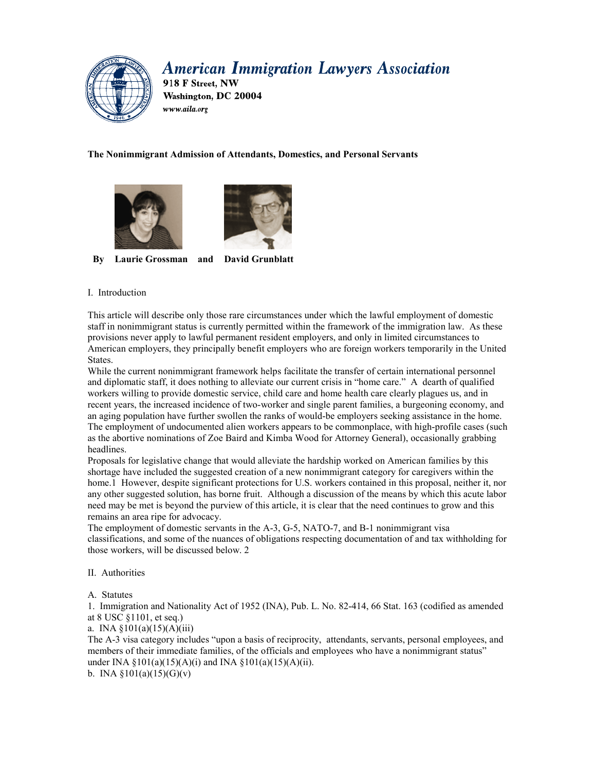# American Immigration Lawyers Association

918 F Street, NW
Washington, DC 20004
*www.aila.org*

**The Nonimmigrant Admission of Attendants, Domestics, and Personal Servants**

**By Laurie Grossman and David Grunblatt**

I. Introduction

This article will describe only those rare circumstances under which the lawful employment of domestic staff in nonimmigrant status is currently permitted within the framework of the immigration law. As these provisions never apply to lawful permanent resident employers, and only in limited circumstances to American employers, they principally benefit employers who are foreign workers temporarily in the United States.

While the current nonimmigrant framework helps facilitate the transfer of certain international personnel and diplomatic staff, it does nothing to alleviate our current crisis in "home care." A dearth of qualified workers willing to provide domestic service, child care and home health care clearly plagues us, and in recent years, the increased incidence of two-worker and single parent families, a burgeoning economy, and an aging population have further swollen the ranks of would-be employers seeking assistance in the home. The employment of undocumented alien workers appears to be commonplace, with high-profile cases (such as the abortive nominations of Zoe Baird and Kimba Wood for Attorney General), occasionally grabbing headlines.

Proposals for legislative change that would alleviate the hardship worked on American families by this shortage have included the suggested creation of a new nonimmigrant category for caregivers within the home.[1] However, despite significant protections for U.S. workers contained in this proposal, neither it, nor any other suggested solution, has borne fruit. Although a discussion of the means by which this acute labor need may be met is beyond the purview of this article, it is clear that the need continues to grow and this remains an area ripe for advocacy.

The employment of domestic servants in the A-3, G-5, NATO-7, and B-1 nonimmigrant visa classifications, and some of the nuances of obligations respecting documentation of and tax withholding for those workers, will be discussed below.[2]

II. Authorities

A. Statutes

1. Immigration and Nationality Act of 1952 (INA), Pub. L. No. 82-414, 66 Stat. 163 (codified as amended at 8 USC §1101, et seq.)

a. INA §101(a)(15)(A)(iii)

The A-3 visa category includes "upon a basis of reciprocity, attendants, servants, personal employees, and members of their immediate families, of the officials and employees who have a nonimmigrant status" under INA §101(a)(15)(A)(i) and INA §101(a)(15)(A)(ii).

b. INA §101(a)(15)(G)(v)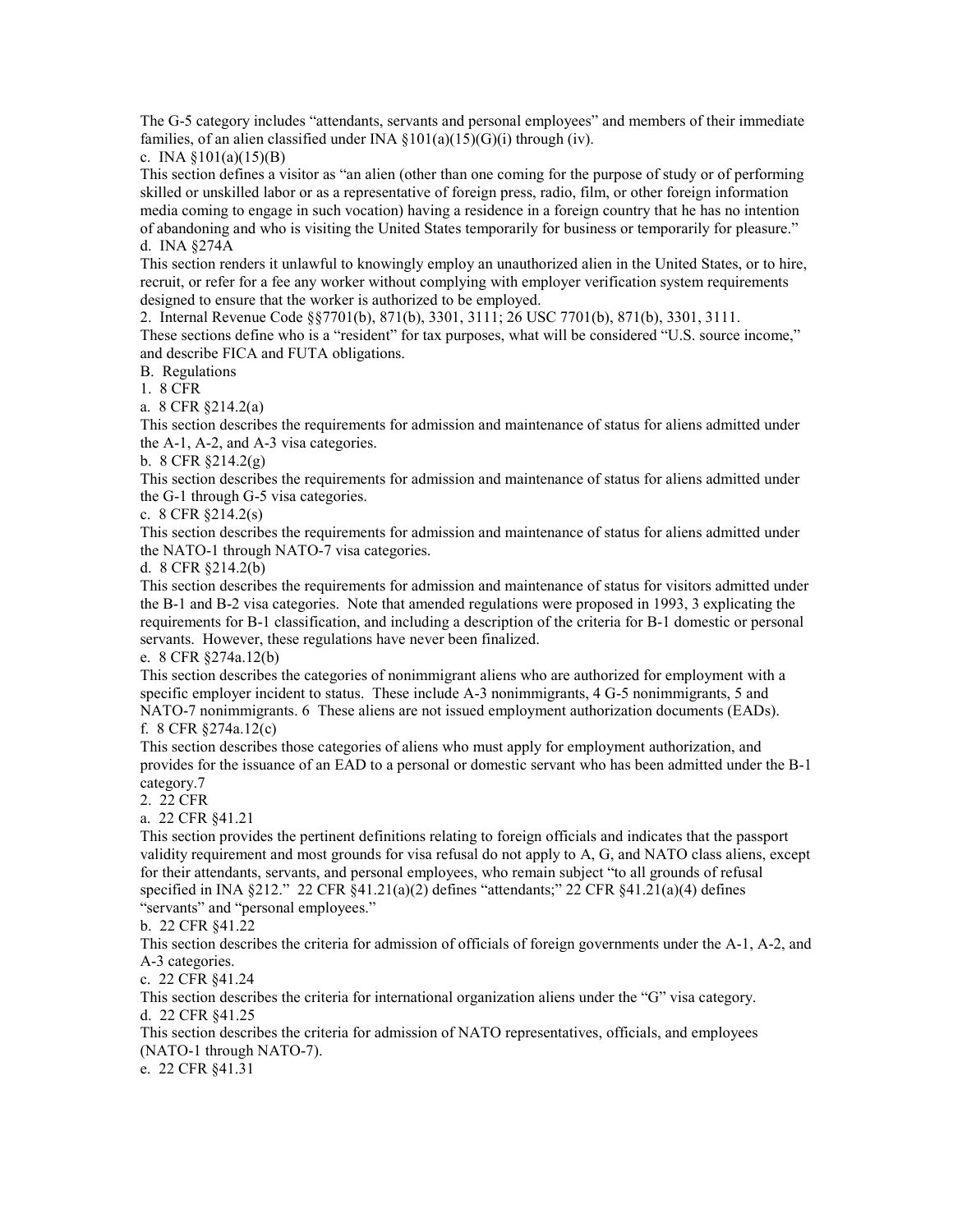The G-5 category includes "attendants, servants and personal employees" and members of their immediate families, of an alien classified under INA §101(a)(15)(G)(i) through (iv).

c. INA §101(a)(15)(B)

This section defines a visitor as "an alien (other than one coming for the purpose of study or of performing skilled or unskilled labor or as a representative of foreign press, radio, film, or other foreign information media coming to engage in such vocation) having a residence in a foreign country that he has no intention of abandoning and who is visiting the United States temporarily for business or temporarily for pleasure."

d. INA §274A

This section renders it unlawful to knowingly employ an unauthorized alien in the United States, or to hire, recruit, or refer for a fee any worker without complying with employer verification system requirements designed to ensure that the worker is authorized to be employed.

2. Internal Revenue Code §§7701(b), 871(b), 3301, 3111; 26 USC 7701(b), 871(b), 3301, 3111.

These sections define who is a "resident" for tax purposes, what will be considered "U.S. source income," and describe FICA and FUTA obligations.

B. Regulations

1. 8 CFR

a. 8 CFR §214.2(a)

This section describes the requirements for admission and maintenance of status for aliens admitted under the A-1, A-2, and A-3 visa categories.

b. 8 CFR §214.2(g)

This section describes the requirements for admission and maintenance of status for aliens admitted under the G-1 through G-5 visa categories.

c. 8 CFR §214.2(s)

This section describes the requirements for admission and maintenance of status for aliens admitted under the NATO-1 through NATO-7 visa categories.

d. 8 CFR §214.2(b)

This section describes the requirements for admission and maintenance of status for visitors admitted under the B-1 and B-2 visa categories. Note that amended regulations were proposed in 1993, [3] explicating the requirements for B-1 classification, and including a description of the criteria for B-1 domestic or personal servants. However, these regulations have never been finalized.

e. 8 CFR §274a.12(b)

This section describes the categories of nonimmigrant aliens who are authorized for employment with a specific employer incident to status. These include A-3 nonimmigrants, [4] G-5 nonimmigrants, [5] and NATO-7 nonimmigrants. [6] These aliens are not issued employment authorization documents (EADs).

f. 8 CFR §274a.12(c)

This section describes those categories of aliens who must apply for employment authorization, and provides for the issuance of an EAD to a personal or domestic servant who has been admitted under the B-1 category.[7]

2. 22 CFR

a. 22 CFR §41.21

This section provides the pertinent definitions relating to foreign officials and indicates that the passport validity requirement and most grounds for visa refusal do not apply to A, G, and NATO class aliens, except for their attendants, servants, and personal employees, who remain subject "to all grounds of refusal specified in INA §212." 22 CFR §41.21(a)(2) defines "attendants;" 22 CFR §41.21(a)(4) defines "servants" and "personal employees."

b. 22 CFR §41.22

This section describes the criteria for admission of officials of foreign governments under the A-1, A-2, and A-3 categories.

c. 22 CFR §41.24

This section describes the criteria for international organization aliens under the "G" visa category.

d. 22 CFR §41.25

This section describes the criteria for admission of NATO representatives, officials, and employees (NATO-1 through NATO-7).

e. 22 CFR §41.31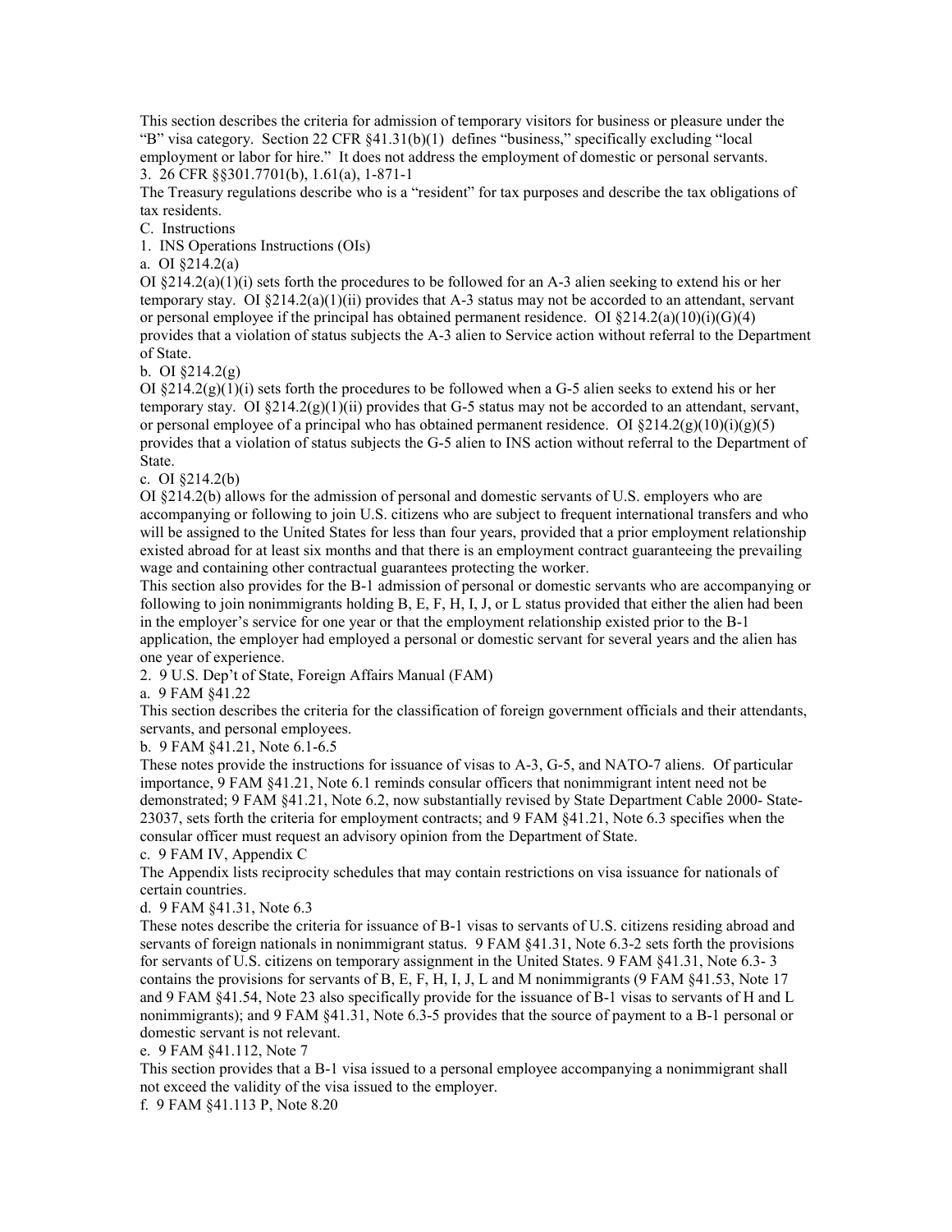This section describes the criteria for admission of temporary visitors for business or pleasure under the "B" visa category. Section 22 CFR §41.31(b)(1) defines "business," specifically excluding "local employment or labor for hire." It does not address the employment of domestic or personal servants.

3. 26 CFR §§301.7701(b), 1.61(a), 1-871-1

The Treasury regulations describe who is a "resident" for tax purposes and describe the tax obligations of tax residents.

C. Instructions

1. INS Operations Instructions (OIs)

a. OI §214.2(a)

OI §214.2(a)(1)(i) sets forth the procedures to be followed for an A-3 alien seeking to extend his or her temporary stay. OI §214.2(a)(1)(ii) provides that A-3 status may not be accorded to an attendant, servant or personal employee if the principal has obtained permanent residence. OI §214.2(a)(10)(i)(G)(4) provides that a violation of status subjects the A-3 alien to Service action without referral to the Department of State.

b. OI §214.2(g)

OI §214.2(g)(1)(i) sets forth the procedures to be followed when a G-5 alien seeks to extend his or her temporary stay. OI §214.2(g)(1)(ii) provides that G-5 status may not be accorded to an attendant, servant, or personal employee of a principal who has obtained permanent residence. OI §214.2(g)(10)(i)(g)(5) provides that a violation of status subjects the G-5 alien to INS action without referral to the Department of State.

c. OI §214.2(b)

OI §214.2(b) allows for the admission of personal and domestic servants of U.S. employers who are accompanying or following to join U.S. citizens who are subject to frequent international transfers and who will be assigned to the United States for less than four years, provided that a prior employment relationship existed abroad for at least six months and that there is an employment contract guaranteeing the prevailing wage and containing other contractual guarantees protecting the worker.

This section also provides for the B-1 admission of personal or domestic servants who are accompanying or following to join nonimmigrants holding B, E, F, H, I, J, or L status provided that either the alien had been in the employer's service for one year or that the employment relationship existed prior to the B-1 application, the employer had employed a personal or domestic servant for several years and the alien has one year of experience.

2. 9 U.S. Dep't of State, Foreign Affairs Manual (FAM)

a. 9 FAM §41.22

This section describes the criteria for the classification of foreign government officials and their attendants, servants, and personal employees.

b. 9 FAM §41.21, Note 6.1-6.5

These notes provide the instructions for issuance of visas to A-3, G-5, and NATO-7 aliens. Of particular importance, 9 FAM §41.21, Note 6.1 reminds consular officers that nonimmigrant intent need not be demonstrated; 9 FAM §41.21, Note 6.2, now substantially revised by State Department Cable 2000- State-23037, sets forth the criteria for employment contracts; and 9 FAM §41.21, Note 6.3 specifies when the consular officer must request an advisory opinion from the Department of State.

c. 9 FAM IV, Appendix C

The Appendix lists reciprocity schedules that may contain restrictions on visa issuance for nationals of certain countries.

d. 9 FAM §41.31, Note 6.3

These notes describe the criteria for issuance of B-1 visas to servants of U.S. citizens residing abroad and servants of foreign nationals in nonimmigrant status. 9 FAM §41.31, Note 6.3-2 sets forth the provisions for servants of U.S. citizens on temporary assignment in the United States. 9 FAM §41.31, Note 6.3- 3 contains the provisions for servants of B, E, F, H, I, J, L and M nonimmigrants (9 FAM §41.53, Note 17 and 9 FAM §41.54, Note 23 also specifically provide for the issuance of B-1 visas to servants of H and L nonimmigrants); and 9 FAM §41.31, Note 6.3-5 provides that the source of payment to a B-1 personal or domestic servant is not relevant.

e. 9 FAM §41.112, Note 7

This section provides that a B-1 visa issued to a personal employee accompanying a nonimmigrant shall not exceed the validity of the visa issued to the employer.

f. 9 FAM §41.113 P, Note 8.20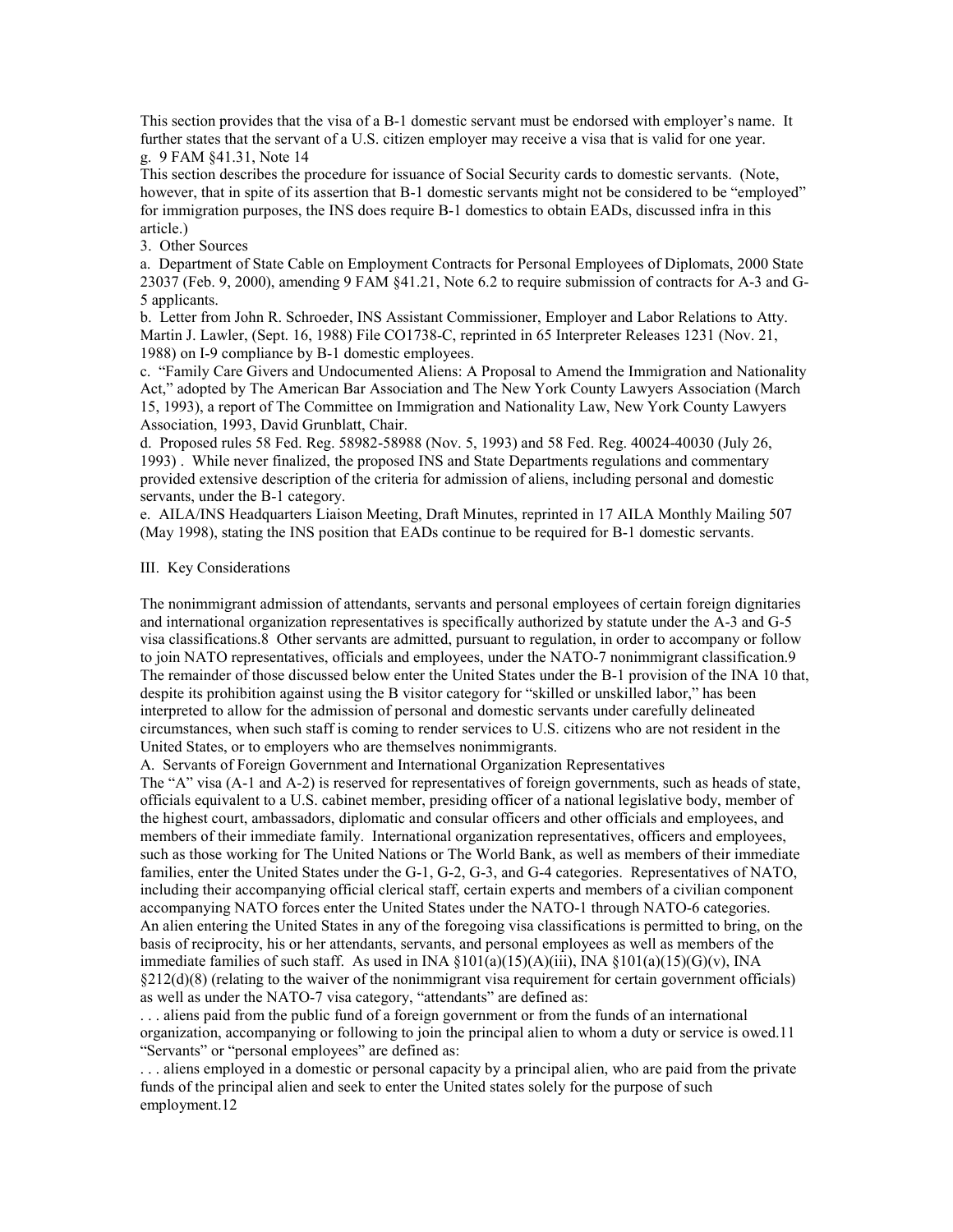This section provides that the visa of a B-1 domestic servant must be endorsed with employer's name. It further states that the servant of a U.S. citizen employer may receive a visa that is valid for one year.

g. 9 FAM §41.31, Note 14

This section describes the procedure for issuance of Social Security cards to domestic servants. (Note, however, that in spite of its assertion that B-1 domestic servants might not be considered to be "employed" for immigration purposes, the INS does require B-1 domestics to obtain EADs, discussed infra in this article.)

3. Other Sources

a. Department of State Cable on Employment Contracts for Personal Employees of Diplomats, 2000 State 23037 (Feb. 9, 2000), amending 9 FAM §41.21, Note 6.2 to require submission of contracts for A-3 and G-5 applicants.

b. Letter from John R. Schroeder, INS Assistant Commissioner, Employer and Labor Relations to Atty. Martin J. Lawler, (Sept. 16, 1988) File CO1738-C, reprinted in 65 Interpreter Releases 1231 (Nov. 21, 1988) on I-9 compliance by B-1 domestic employees.

c. "Family Care Givers and Undocumented Aliens: A Proposal to Amend the Immigration and Nationality Act," adopted by The American Bar Association and The New York County Lawyers Association (March 15, 1993), a report of The Committee on Immigration and Nationality Law, New York County Lawyers Association, 1993, David Grunblatt, Chair.

d. Proposed rules 58 Fed. Reg. 58982-58988 (Nov. 5, 1993) and 58 Fed. Reg. 40024-40030 (July 26, 1993) . While never finalized, the proposed INS and State Departments regulations and commentary provided extensive description of the criteria for admission of aliens, including personal and domestic servants, under the B-1 category.

e. AILA/INS Headquarters Liaison Meeting, Draft Minutes, reprinted in 17 AILA Monthly Mailing 507 (May 1998), stating the INS position that EADs continue to be required for B-1 domestic servants.

## III. Key Considerations

The nonimmigrant admission of attendants, servants and personal employees of certain foreign dignitaries and international organization representatives is specifically authorized by statute under the A-3 and G-5 visa classifications.[8] Other servants are admitted, pursuant to regulation, in order to accompany or follow to join NATO representatives, officials and employees, under the NATO-7 nonimmigrant classification.[9] The remainder of those discussed below enter the United States under the B-1 provision of the INA [10] that, despite its prohibition against using the B visitor category for "skilled or unskilled labor," has been interpreted to allow for the admission of personal and domestic servants under carefully delineated circumstances, when such staff is coming to render services to U.S. citizens who are not resident in the United States, or to employers who are themselves nonimmigrants.

### A. Servants of Foreign Government and International Organization Representatives

The "A" visa (A-1 and A-2) is reserved for representatives of foreign governments, such as heads of state, officials equivalent to a U.S. cabinet member, presiding officer of a national legislative body, member of the highest court, ambassadors, diplomatic and consular officers and other officials and employees, and members of their immediate family. International organization representatives, officers and employees, such as those working for The United Nations or The World Bank, as well as members of their immediate families, enter the United States under the G-1, G-2, G-3, and G-4 categories. Representatives of NATO, including their accompanying official clerical staff, certain experts and members of a civilian component accompanying NATO forces enter the United States under the NATO-1 through NATO-6 categories.

An alien entering the United States in any of the foregoing visa classifications is permitted to bring, on the basis of reciprocity, his or her attendants, servants, and personal employees as well as members of the immediate families of such staff. As used in INA §101(a)(15)(A)(iii), INA §101(a)(15)(G)(v), INA §212(d)(8) (relating to the waiver of the nonimmigrant visa requirement for certain government officials) as well as under the NATO-7 visa category, "attendants" are defined as:

> . . . aliens paid from the public fund of a foreign government or from the funds of an international organization, accompanying or following to join the principal alien to whom a duty or service is owed.[11]

"Servants" or "personal employees" are defined as:

> . . . aliens employed in a domestic or personal capacity by a principal alien, who are paid from the private funds of the principal alien and seek to enter the United states solely for the purpose of such employment.[12]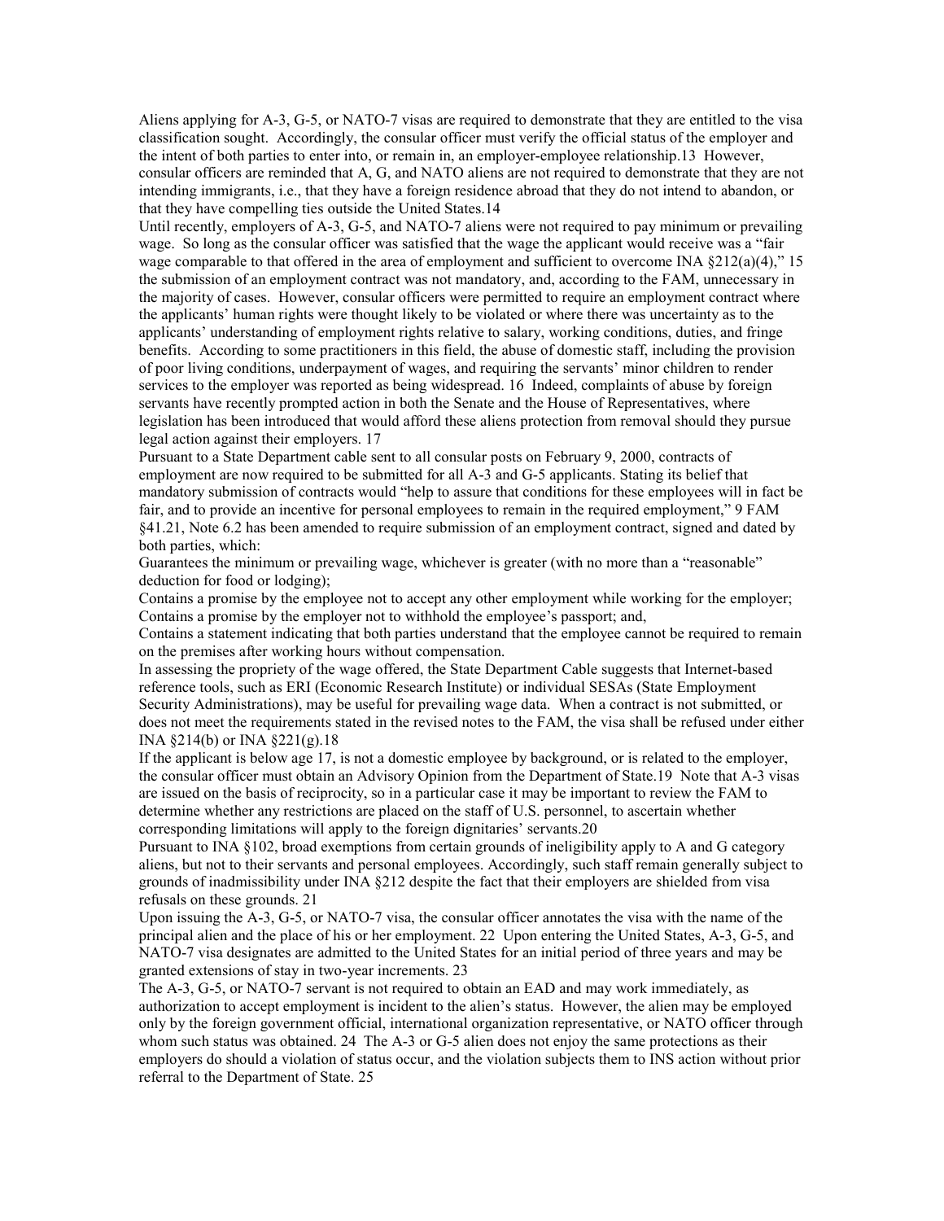Aliens applying for A-3, G-5, or NATO-7 visas are required to demonstrate that they are entitled to the visa classification sought. Accordingly, the consular officer must verify the official status of the employer and the intent of both parties to enter into, or remain in, an employer-employee relationship.[13] However, consular officers are reminded that A, G, and NATO aliens are not required to demonstrate that they are not intending immigrants, i.e., that they have a foreign residence abroad that they do not intend to abandon, or that they have compelling ties outside the United States.[14]

Until recently, employers of A-3, G-5, and NATO-7 aliens were not required to pay minimum or prevailing wage. So long as the consular officer was satisfied that the wage the applicant would receive was a "fair wage comparable to that offered in the area of employment and sufficient to overcome INA §212(a)(4)," [15] the submission of an employment contract was not mandatory, and, according to the FAM, unnecessary in the majority of cases. However, consular officers were permitted to require an employment contract where the applicants' human rights were thought likely to be violated or where there was uncertainty as to the applicants' understanding of employment rights relative to salary, working conditions, duties, and fringe benefits. According to some practitioners in this field, the abuse of domestic staff, including the provision of poor living conditions, underpayment of wages, and requiring the servants' minor children to render services to the employer was reported as being widespread. [16] Indeed, complaints of abuse by foreign servants have recently prompted action in both the Senate and the House of Representatives, where legislation has been introduced that would afford these aliens protection from removal should they pursue legal action against their employers. [17]

Pursuant to a State Department cable sent to all consular posts on February 9, 2000, contracts of employment are now required to be submitted for all A-3 and G-5 applicants. Stating its belief that mandatory submission of contracts would "help to assure that conditions for these employees will in fact be fair, and to provide an incentive for personal employees to remain in the required employment," 9 FAM §41.21, Note 6.2 has been amended to require submission of an employment contract, signed and dated by both parties, which:

Guarantees the minimum or prevailing wage, whichever is greater (with no more than a "reasonable" deduction for food or lodging);

Contains a promise by the employee not to accept any other employment while working for the employer;

Contains a promise by the employer not to withhold the employee's passport; and,

Contains a statement indicating that both parties understand that the employee cannot be required to remain on the premises after working hours without compensation.

In assessing the propriety of the wage offered, the State Department Cable suggests that Internet-based reference tools, such as ERI (Economic Research Institute) or individual SESAs (State Employment Security Administrations), may be useful for prevailing wage data. When a contract is not submitted, or does not meet the requirements stated in the revised notes to the FAM, the visa shall be refused under either INA §214(b) or INA §221(g).[18]

If the applicant is below age 17, is not a domestic employee by background, or is related to the employer, the consular officer must obtain an Advisory Opinion from the Department of State.[19] Note that A-3 visas are issued on the basis of reciprocity, so in a particular case it may be important to review the FAM to determine whether any restrictions are placed on the staff of U.S. personnel, to ascertain whether corresponding limitations will apply to the foreign dignitaries' servants.[20]

Pursuant to INA §102, broad exemptions from certain grounds of ineligibility apply to A and G category aliens, but not to their servants and personal employees. Accordingly, such staff remain generally subject to grounds of inadmissibility under INA §212 despite the fact that their employers are shielded from visa refusals on these grounds. [21]

Upon issuing the A-3, G-5, or NATO-7 visa, the consular officer annotates the visa with the name of the principal alien and the place of his or her employment. [22] Upon entering the United States, A-3, G-5, and NATO-7 visa designates are admitted to the United States for an initial period of three years and may be granted extensions of stay in two-year increments. [23]

The A-3, G-5, or NATO-7 servant is not required to obtain an EAD and may work immediately, as authorization to accept employment is incident to the alien's status. However, the alien may be employed only by the foreign government official, international organization representative, or NATO officer through whom such status was obtained. [24] The A-3 or G-5 alien does not enjoy the same protections as their employers do should a violation of status occur, and the violation subjects them to INS action without prior referral to the Department of State. [25]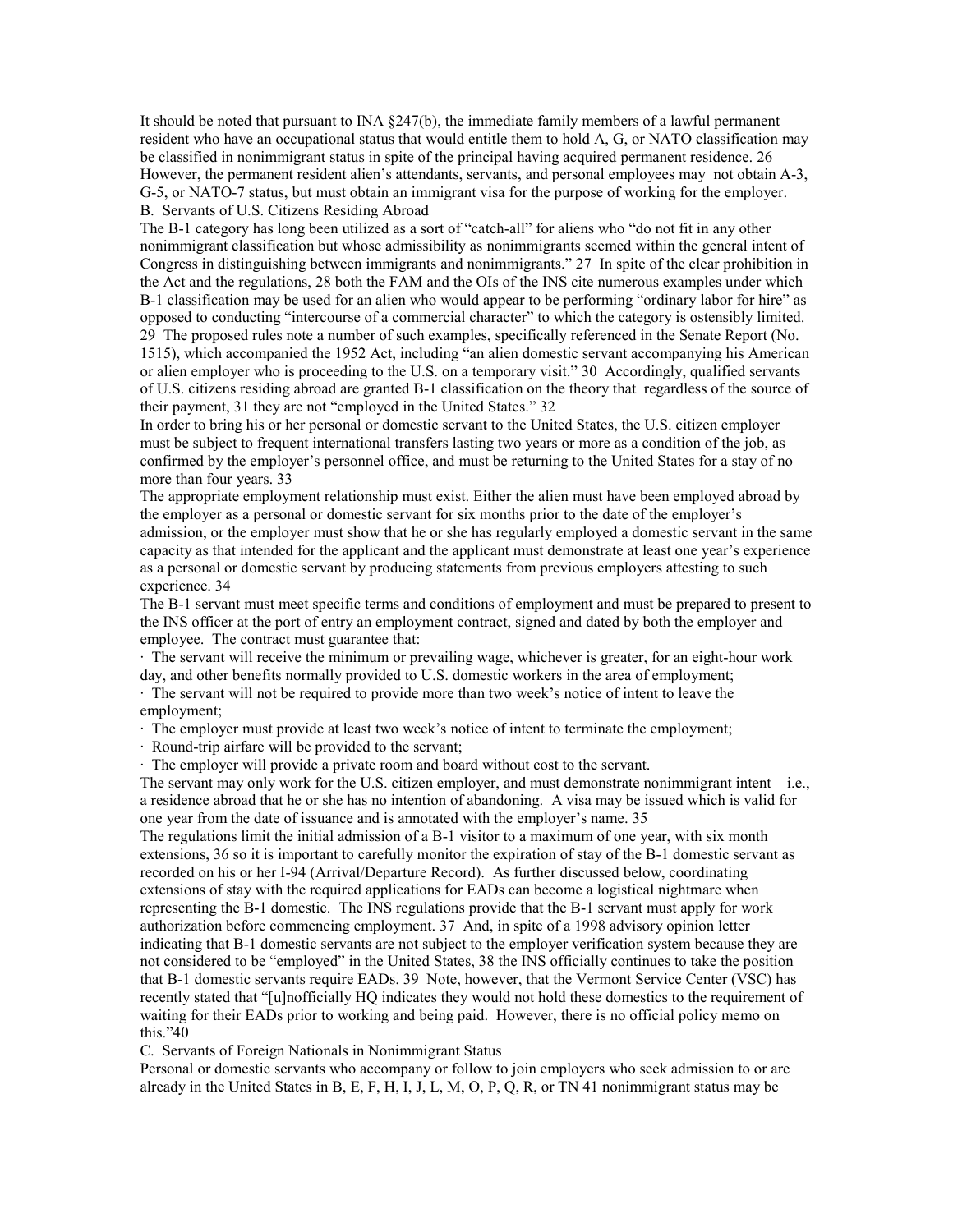It should be noted that pursuant to INA §247(b), the immediate family members of a lawful permanent resident who have an occupational status that would entitle them to hold A, G, or NATO classification may be classified in nonimmigrant status in spite of the principal having acquired permanent residence. 26 However, the permanent resident alien's attendants, servants, and personal employees may not obtain A-3, G-5, or NATO-7 status, but must obtain an immigrant visa for the purpose of working for the employer.

## B. Servants of U.S. Citizens Residing Abroad

The B-1 category has long been utilized as a sort of "catch-all" for aliens who "do not fit in any other nonimmigrant classification but whose admissibility as nonimmigrants seemed within the general intent of Congress in distinguishing between immigrants and nonimmigrants." 27 In spite of the clear prohibition in the Act and the regulations, 28 both the FAM and the OIs of the INS cite numerous examples under which B-1 classification may be used for an alien who would appear to be performing "ordinary labor for hire" as opposed to conducting "intercourse of a commercial character" to which the category is ostensibly limited. 29 The proposed rules note a number of such examples, specifically referenced in the Senate Report (No. 1515), which accompanied the 1952 Act, including "an alien domestic servant accompanying his American or alien employer who is proceeding to the U.S. on a temporary visit." 30 Accordingly, qualified servants of U.S. citizens residing abroad are granted B-1 classification on the theory that regardless of the source of their payment, 31 they are not "employed in the United States." 32

In order to bring his or her personal or domestic servant to the United States, the U.S. citizen employer must be subject to frequent international transfers lasting two years or more as a condition of the job, as confirmed by the employer's personnel office, and must be returning to the United States for a stay of no more than four years. 33

The appropriate employment relationship must exist. Either the alien must have been employed abroad by the employer as a personal or domestic servant for six months prior to the date of the employer's admission, or the employer must show that he or she has regularly employed a domestic servant in the same capacity as that intended for the applicant and the applicant must demonstrate at least one year's experience as a personal or domestic servant by producing statements from previous employers attesting to such experience. 34

The B-1 servant must meet specific terms and conditions of employment and must be prepared to present to the INS officer at the port of entry an employment contract, signed and dated by both the employer and employee. The contract must guarantee that:

- The servant will receive the minimum or prevailing wage, whichever is greater, for an eight-hour work day, and other benefits normally provided to U.S. domestic workers in the area of employment;
- The servant will not be required to provide more than two week's notice of intent to leave the employment;
- The employer must provide at least two week's notice of intent to terminate the employment;
- Round-trip airfare will be provided to the servant;
- The employer will provide a private room and board without cost to the servant.

The servant may only work for the U.S. citizen employer, and must demonstrate nonimmigrant intent—i.e., a residence abroad that he or she has no intention of abandoning. A visa may be issued which is valid for one year from the date of issuance and is annotated with the employer's name. 35

The regulations limit the initial admission of a B-1 visitor to a maximum of one year, with six month extensions, 36 so it is important to carefully monitor the expiration of stay of the B-1 domestic servant as recorded on his or her I-94 (Arrival/Departure Record). As further discussed below, coordinating extensions of stay with the required applications for EADs can become a logistical nightmare when representing the B-1 domestic. The INS regulations provide that the B-1 servant must apply for work authorization before commencing employment. 37 And, in spite of a 1998 advisory opinion letter indicating that B-1 domestic servants are not subject to the employer verification system because they are not considered to be "employed" in the United States, 38 the INS officially continues to take the position that B-1 domestic servants require EADs. 39 Note, however, that the Vermont Service Center (VSC) has recently stated that "[u]nofficially HQ indicates they would not hold these domestics to the requirement of waiting for their EADs prior to working and being paid. However, there is no official policy memo on this."40

## C. Servants of Foreign Nationals in Nonimmigrant Status

Personal or domestic servants who accompany or follow to join employers who seek admission to or are already in the United States in B, E, F, H, I, J, L, M, O, P, Q, R, or TN 41 nonimmigrant status may be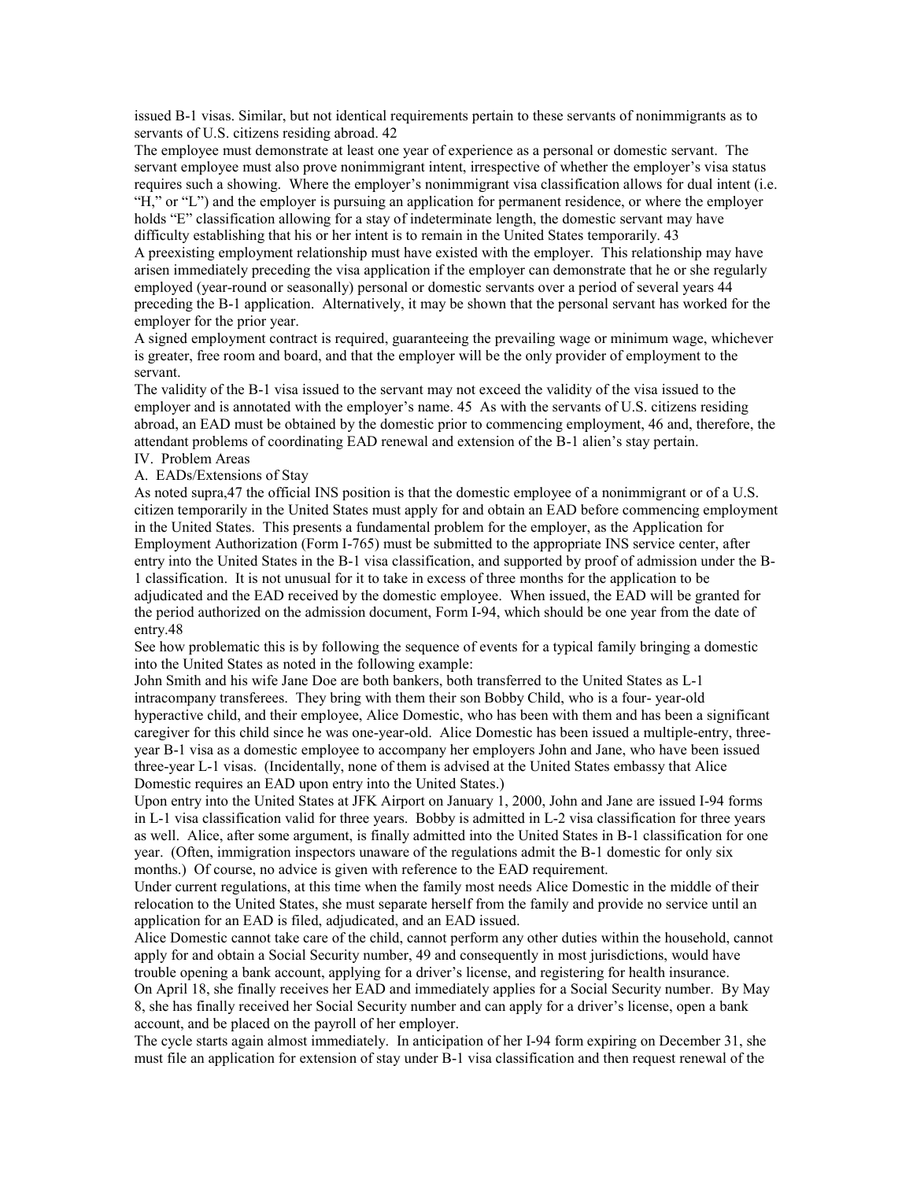issued B-1 visas. Similar, but not identical requirements pertain to these servants of nonimmigrants as to servants of U.S. citizens residing abroad. 42

The employee must demonstrate at least one year of experience as a personal or domestic servant. The servant employee must also prove nonimmigrant intent, irrespective of whether the employer's visa status requires such a showing. Where the employer's nonimmigrant visa classification allows for dual intent (i.e. "H," or "L") and the employer is pursuing an application for permanent residence, or where the employer holds "E" classification allowing for a stay of indeterminate length, the domestic servant may have difficulty establishing that his or her intent is to remain in the United States temporarily. 43

A preexisting employment relationship must have existed with the employer. This relationship may have arisen immediately preceding the visa application if the employer can demonstrate that he or she regularly employed (year-round or seasonally) personal or domestic servants over a period of several years 44 preceding the B-1 application. Alternatively, it may be shown that the personal servant has worked for the employer for the prior year.

A signed employment contract is required, guaranteeing the prevailing wage or minimum wage, whichever is greater, free room and board, and that the employer will be the only provider of employment to the servant.

The validity of the B-1 visa issued to the servant may not exceed the validity of the visa issued to the employer and is annotated with the employer's name. 45 As with the servants of U.S. citizens residing abroad, an EAD must be obtained by the domestic prior to commencing employment, 46 and, therefore, the attendant problems of coordinating EAD renewal and extension of the B-1 alien's stay pertain.

## IV. Problem Areas

### A. EADs/Extensions of Stay

As noted supra,47 the official INS position is that the domestic employee of a nonimmigrant or of a U.S. citizen temporarily in the United States must apply for and obtain an EAD before commencing employment in the United States. This presents a fundamental problem for the employer, as the Application for Employment Authorization (Form I-765) must be submitted to the appropriate INS service center, after entry into the United States in the B-1 visa classification, and supported by proof of admission under the B-1 classification. It is not unusual for it to take in excess of three months for the application to be adjudicated and the EAD received by the domestic employee. When issued, the EAD will be granted for the period authorized on the admission document, Form I-94, which should be one year from the date of entry.48

See how problematic this is by following the sequence of events for a typical family bringing a domestic into the United States as noted in the following example:

John Smith and his wife Jane Doe are both bankers, both transferred to the United States as L-1 intracompany transferees. They bring with them their son Bobby Child, who is a four- year-old hyperactive child, and their employee, Alice Domestic, who has been with them and has been a significant caregiver for this child since he was one-year-old. Alice Domestic has been issued a multiple-entry, three-year B-1 visa as a domestic employee to accompany her employers John and Jane, who have been issued three-year L-1 visas. (Incidentally, none of them is advised at the United States embassy that Alice Domestic requires an EAD upon entry into the United States.)

Upon entry into the United States at JFK Airport on January 1, 2000, John and Jane are issued I-94 forms in L-1 visa classification valid for three years. Bobby is admitted in L-2 visa classification for three years as well. Alice, after some argument, is finally admitted into the United States in B-1 classification for one year. (Often, immigration inspectors unaware of the regulations admit the B-1 domestic for only six months.) Of course, no advice is given with reference to the EAD requirement.

Under current regulations, at this time when the family most needs Alice Domestic in the middle of their relocation to the United States, she must separate herself from the family and provide no service until an application for an EAD is filed, adjudicated, and an EAD issued.

Alice Domestic cannot take care of the child, cannot perform any other duties within the household, cannot apply for and obtain a Social Security number, 49 and consequently in most jurisdictions, would have trouble opening a bank account, applying for a driver's license, and registering for health insurance.

On April 18, she finally receives her EAD and immediately applies for a Social Security number. By May 8, she has finally received her Social Security number and can apply for a driver's license, open a bank account, and be placed on the payroll of her employer.

The cycle starts again almost immediately. In anticipation of her I-94 form expiring on December 31, she must file an application for extension of stay under B-1 visa classification and then request renewal of the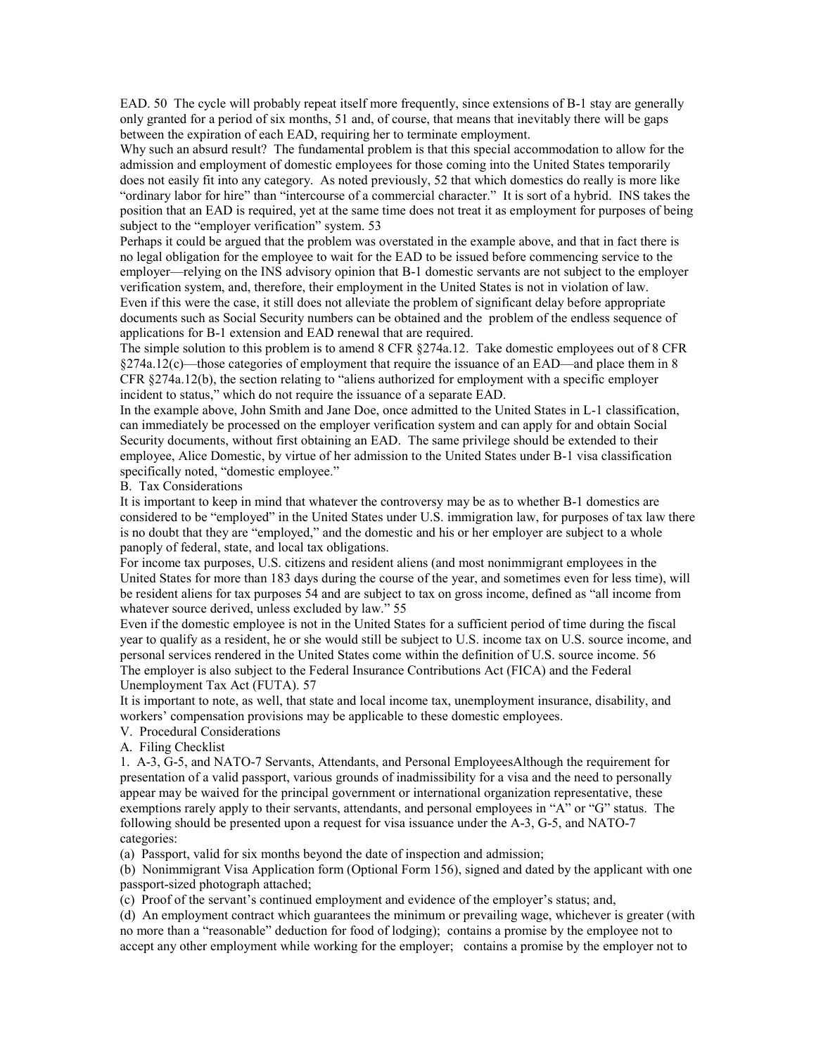EAD. [50] The cycle will probably repeat itself more frequently, since extensions of B-1 stay are generally only granted for a period of six months, [51] and, of course, that means that inevitably there will be gaps between the expiration of each EAD, requiring her to terminate employment.

Why such an absurd result? The fundamental problem is that this special accommodation to allow for the admission and employment of domestic employees for those coming into the United States temporarily does not easily fit into any category. As noted previously, [52] that which domestics do really is more like "ordinary labor for hire" than "intercourse of a commercial character." It is sort of a hybrid. INS takes the position that an EAD is required, yet at the same time does not treat it as employment for purposes of being subject to the "employer verification" system. [53]

Perhaps it could be argued that the problem was overstated in the example above, and that in fact there is no legal obligation for the employee to wait for the EAD to be issued before commencing service to the employer—relying on the INS advisory opinion that B-1 domestic servants are not subject to the employer verification system, and, therefore, their employment in the United States is not in violation of law.

Even if this were the case, it still does not alleviate the problem of significant delay before appropriate documents such as Social Security numbers can be obtained and the problem of the endless sequence of applications for B-1 extension and EAD renewal that are required.

The simple solution to this problem is to amend 8 CFR §274a.12. Take domestic employees out of 8 CFR §274a.12(c)—those categories of employment that require the issuance of an EAD—and place them in 8 CFR §274a.12(b), the section relating to "aliens authorized for employment with a specific employer incident to status," which do not require the issuance of a separate EAD.

In the example above, John Smith and Jane Doe, once admitted to the United States in L-1 classification, can immediately be processed on the employer verification system and can apply for and obtain Social Security documents, without first obtaining an EAD. The same privilege should be extended to their employee, Alice Domestic, by virtue of her admission to the United States under B-1 visa classification specifically noted, "domestic employee."

### B. Tax Considerations

It is important to keep in mind that whatever the controversy may be as to whether B-1 domestics are considered to be "employed" in the United States under U.S. immigration law, for purposes of tax law there is no doubt that they are "employed," and the domestic and his or her employer are subject to a whole panoply of federal, state, and local tax obligations.

For income tax purposes, U.S. citizens and resident aliens (and most nonimmigrant employees in the United States for more than 183 days during the course of the year, and sometimes even for less time), will be resident aliens for tax purposes [54] and are subject to tax on gross income, defined as "all income from whatever source derived, unless excluded by law." [55]

Even if the domestic employee is not in the United States for a sufficient period of time during the fiscal year to qualify as a resident, he or she would still be subject to U.S. income tax on U.S. source income, and personal services rendered in the United States come within the definition of U.S. source income. [56]

The employer is also subject to the Federal Insurance Contributions Act (FICA) and the Federal Unemployment Tax Act (FUTA). [57]

It is important to note, as well, that state and local income tax, unemployment insurance, disability, and workers' compensation provisions may be applicable to these domestic employees.

## V. Procedural Considerations

### A. Filing Checklist

#### 1. A-3, G-5, and NATO-7 Servants, Attendants, and Personal Employees

Although the requirement for presentation of a valid passport, various grounds of inadmissibility for a visa and the need to personally appear may be waived for the principal government or international organization representative, these exemptions rarely apply to their servants, attendants, and personal employees in "A" or "G" status. The following should be presented upon a request for visa issuance under the A-3, G-5, and NATO-7 categories:

(a) Passport, valid for six months beyond the date of inspection and admission;

(b) Nonimmigrant Visa Application form (Optional Form 156), signed and dated by the applicant with one passport-sized photograph attached;

(c) Proof of the servant's continued employment and evidence of the employer's status; and,

(d) An employment contract which guarantees the minimum or prevailing wage, whichever is greater (with no more than a "reasonable" deduction for food of lodging); contains a promise by the employee not to accept any other employment while working for the employer; contains a promise by the employer not to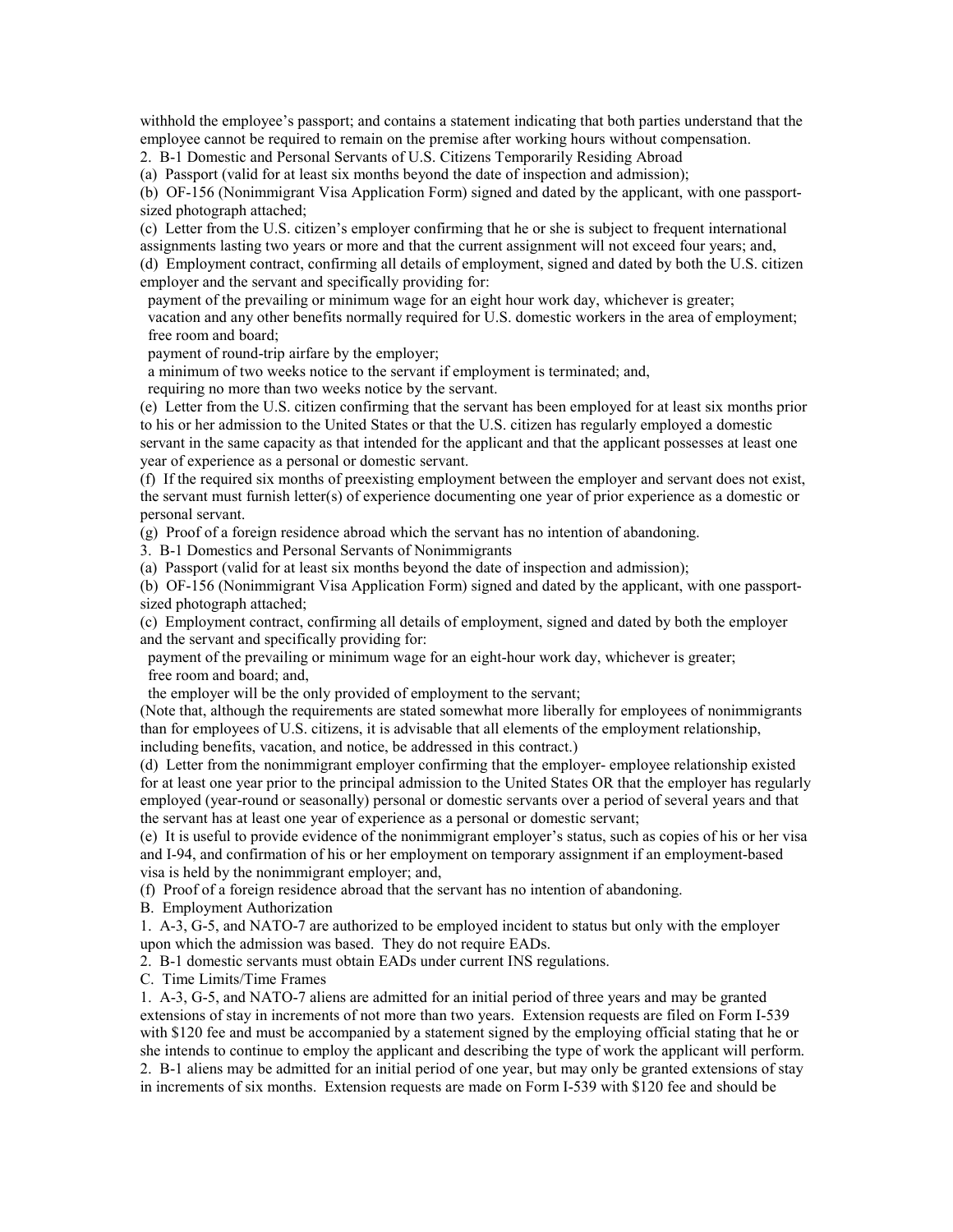withhold the employee's passport; and contains a statement indicating that both parties understand that the employee cannot be required to remain on the premise after working hours without compensation.

2. B-1 Domestic and Personal Servants of U.S. Citizens Temporarily Residing Abroad

(a) Passport (valid for at least six months beyond the date of inspection and admission);

(b) OF-156 (Nonimmigrant Visa Application Form) signed and dated by the applicant, with one passport-sized photograph attached;

(c) Letter from the U.S. citizen's employer confirming that he or she is subject to frequent international assignments lasting two years or more and that the current assignment will not exceed four years; and,

(d) Employment contract, confirming all details of employment, signed and dated by both the U.S. citizen employer and the servant and specifically providing for:

- payment of the prevailing or minimum wage for an eight hour work day, whichever is greater;
- vacation and any other benefits normally required for U.S. domestic workers in the area of employment;
- free room and board;
- payment of round-trip airfare by the employer;
- a minimum of two weeks notice to the servant if employment is terminated; and,
- requiring no more than two weeks notice by the servant.

(e) Letter from the U.S. citizen confirming that the servant has been employed for at least six months prior to his or her admission to the United States or that the U.S. citizen has regularly employed a domestic servant in the same capacity as that intended for the applicant and that the applicant possesses at least one year of experience as a personal or domestic servant.

(f) If the required six months of preexisting employment between the employer and servant does not exist, the servant must furnish letter(s) of experience documenting one year of prior experience as a domestic or personal servant.

(g) Proof of a foreign residence abroad which the servant has no intention of abandoning.

3. B-1 Domestics and Personal Servants of Nonimmigrants

(a) Passport (valid for at least six months beyond the date of inspection and admission);

(b) OF-156 (Nonimmigrant Visa Application Form) signed and dated by the applicant, with one passport-sized photograph attached;

(c) Employment contract, confirming all details of employment, signed and dated by both the employer and the servant and specifically providing for:

- payment of the prevailing or minimum wage for an eight-hour work day, whichever is greater;
- free room and board; and,
- the employer will be the only provided of employment to the servant;

(Note that, although the requirements are stated somewhat more liberally for employees of nonimmigrants than for employees of U.S. citizens, it is advisable that all elements of the employment relationship, including benefits, vacation, and notice, be addressed in this contract.)

(d) Letter from the nonimmigrant employer confirming that the employer- employee relationship existed for at least one year prior to the principal admission to the United States OR that the employer has regularly employed (year-round or seasonally) personal or domestic servants over a period of several years and that the servant has at least one year of experience as a personal or domestic servant;

(e) It is useful to provide evidence of the nonimmigrant employer's status, such as copies of his or her visa and I-94, and confirmation of his or her employment on temporary assignment if an employment-based visa is held by the nonimmigrant employer; and,

(f) Proof of a foreign residence abroad that the servant has no intention of abandoning.

B. Employment Authorization

1. A-3, G-5, and NATO-7 are authorized to be employed incident to status but only with the employer upon which the admission was based. They do not require EADs.

2. B-1 domestic servants must obtain EADs under current INS regulations.

C. Time Limits/Time Frames

1. A-3, G-5, and NATO-7 aliens are admitted for an initial period of three years and may be granted extensions of stay in increments of not more than two years. Extension requests are filed on Form I-539 with $120 fee and must be accompanied by a statement signed by the employing official stating that he or she intends to continue to employ the applicant and describing the type of work the applicant will perform.

2. B-1 aliens may be admitted for an initial period of one year, but may only be granted extensions of stay in increments of six months. Extension requests are made on Form I-539 with $120 fee and should be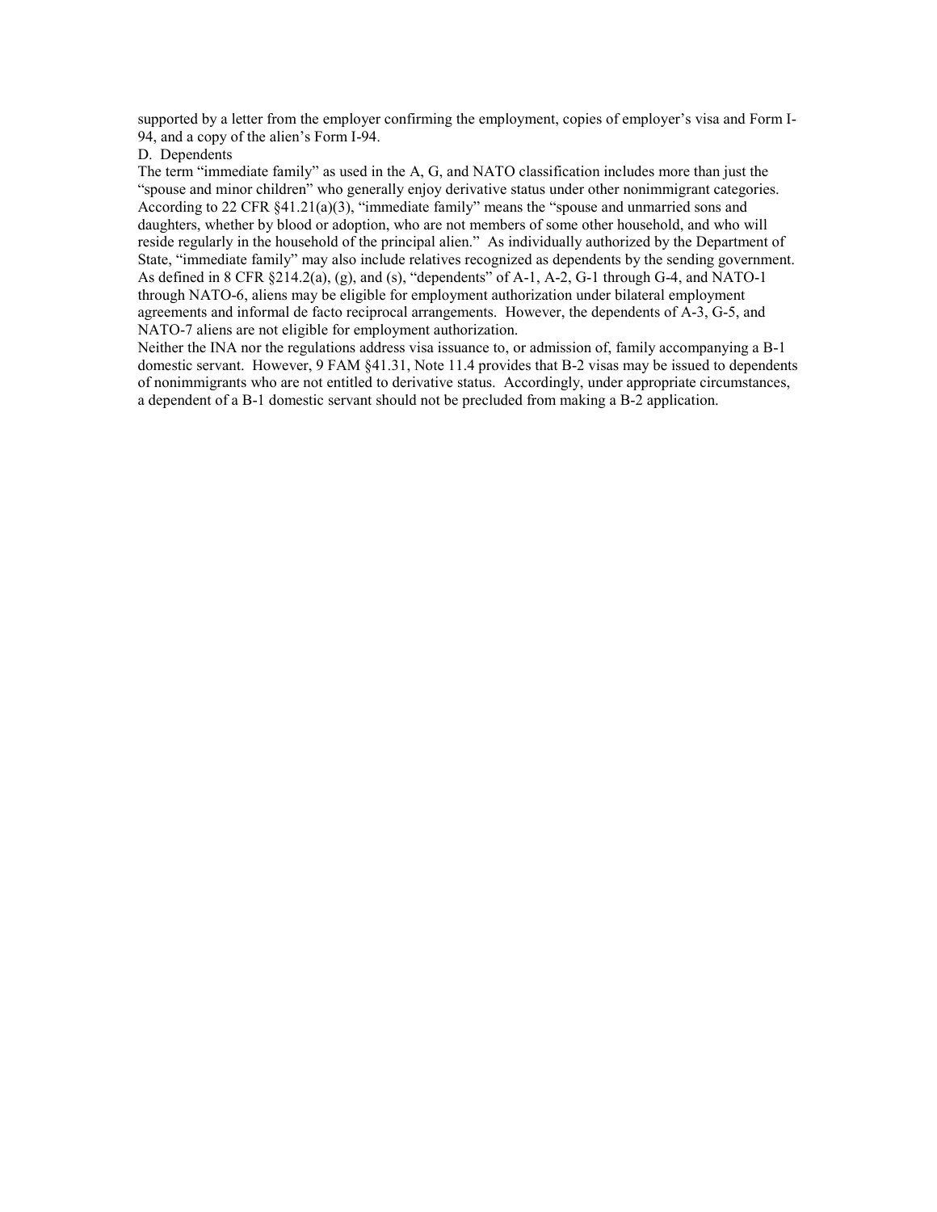supported by a letter from the employer confirming the employment, copies of employer's visa and Form I-94, and a copy of the alien's Form I-94.

D. Dependents

The term "immediate family" as used in the A, G, and NATO classification includes more than just the "spouse and minor children" who generally enjoy derivative status under other nonimmigrant categories. According to 22 CFR §41.21(a)(3), "immediate family" means the "spouse and unmarried sons and daughters, whether by blood or adoption, who are not members of some other household, and who will reside regularly in the household of the principal alien." As individually authorized by the Department of State, "immediate family" may also include relatives recognized as dependents by the sending government. As defined in 8 CFR §214.2(a), (g), and (s), "dependents" of A-1, A-2, G-1 through G-4, and NATO-1 through NATO-6, aliens may be eligible for employment authorization under bilateral employment agreements and informal de facto reciprocal arrangements. However, the dependents of A-3, G-5, and NATO-7 aliens are not eligible for employment authorization.

Neither the INA nor the regulations address visa issuance to, or admission of, family accompanying a B-1 domestic servant. However, 9 FAM §41.31, Note 11.4 provides that B-2 visas may be issued to dependents of nonimmigrants who are not entitled to derivative status. Accordingly, under appropriate circumstances, a dependent of a B-1 domestic servant should not be precluded from making a B-2 application.